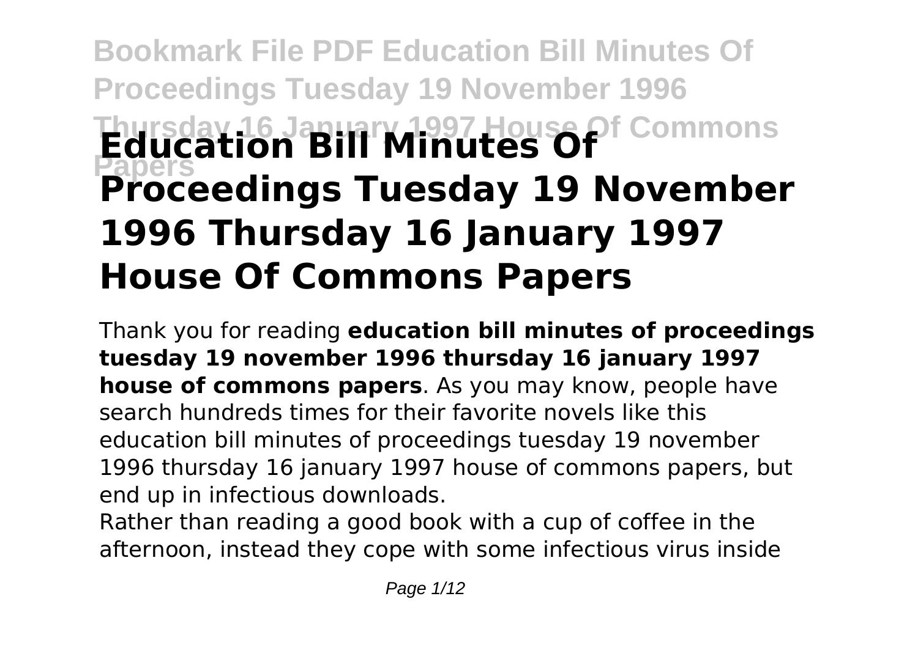# Education Bill Minutes Of Proceedings Tuesday 19 November 1996 Thursday 16 January 1997 House Of Commons Papers

Thank you for reading **education bill minutes of proceedings tuesday 19 november 1996 thursday 16 january 1997 house of commons papers**. As you may know, people have search hundreds times for their favorite novels like this education bill minutes of proceedings tuesday 19 november 1996 thursday 16 january 1997 house of commons papers, but end up in infectious downloads.

Rather than reading a good book with a cup of coffee in the afternoon, instead they cope with some infectious virus inside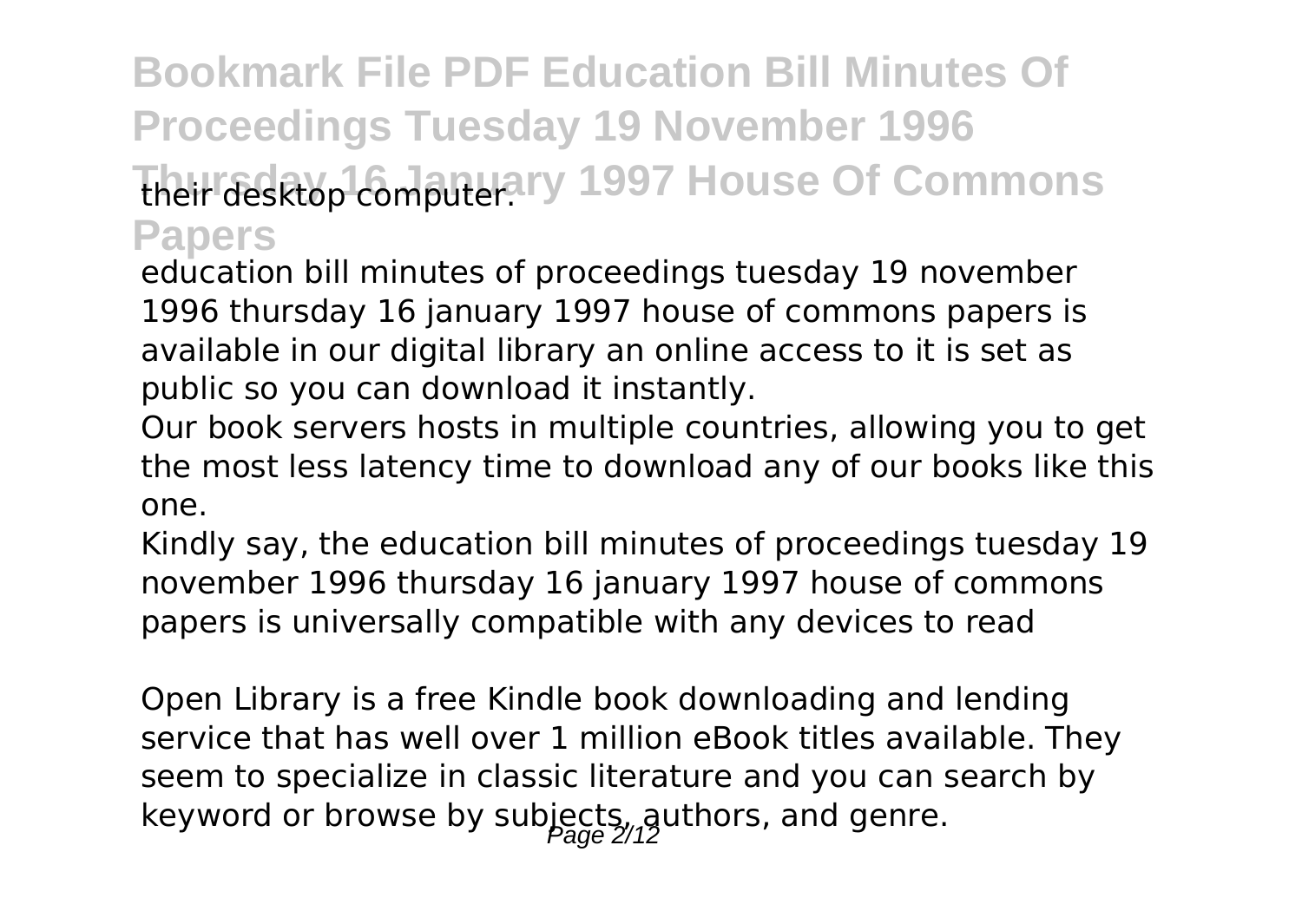their desktop computer.

education bill minutes of proceedings tuesday 19 november 1996 thursday 16 january 1997 house of commons papers is available in our digital library an online access to it is set as public so you can download it instantly.

Our book servers hosts in multiple countries, allowing you to get the most less latency time to download any of our books like this one.

Kindly say, the education bill minutes of proceedings tuesday 19 november 1996 thursday 16 january 1997 house of commons papers is universally compatible with any devices to read

Open Library is a free Kindle book downloading and lending service that has well over 1 million eBook titles available. They seem to specialize in classic literature and you can search by keyword or browse by subjects, authors, and genre.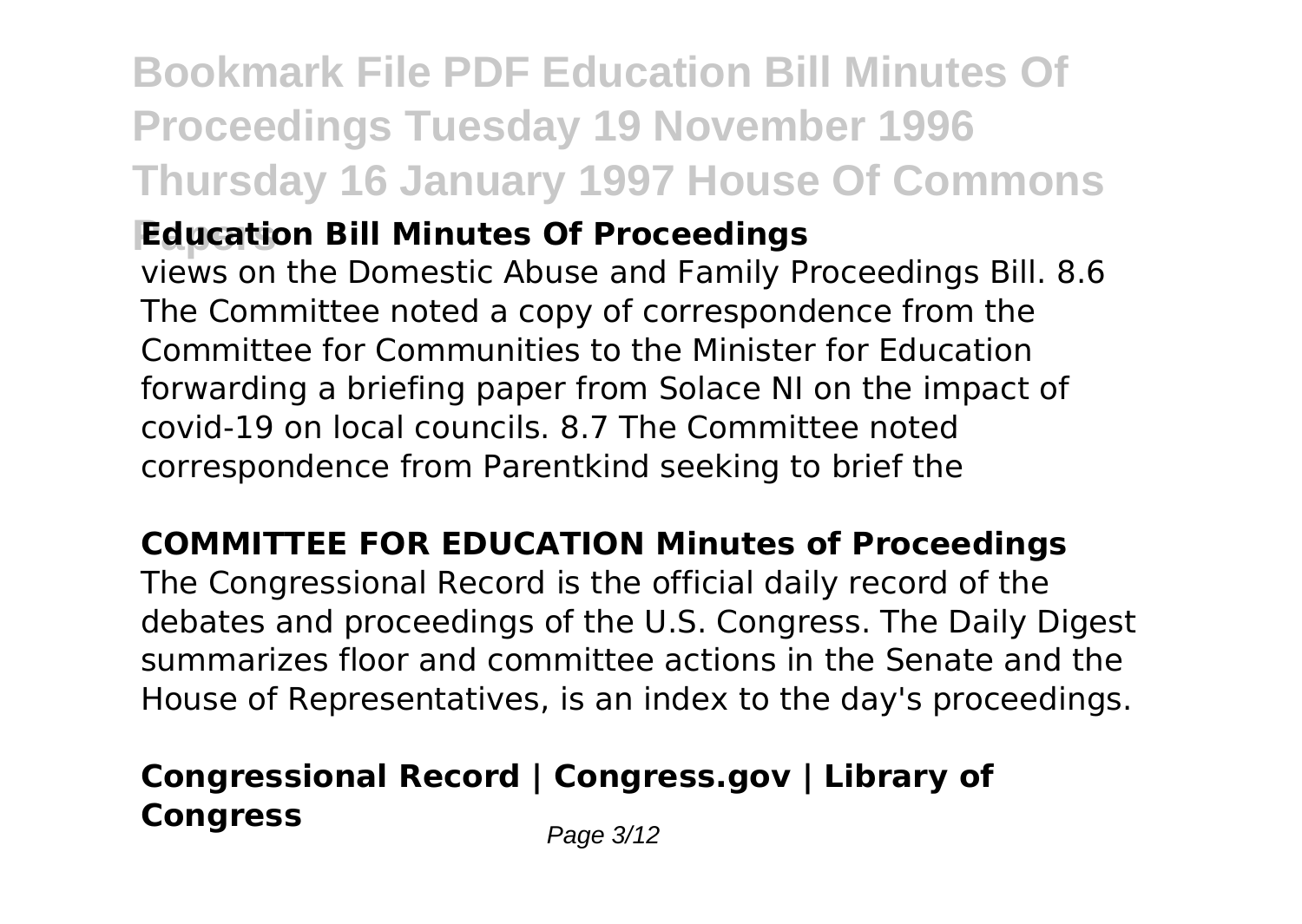# Bookmark File PDF Education Bill Minutes Of Proceedings Tuesday 19 November 1996 Thursday 16 January 1997 House Of Commons Papers

## Education Bill Minutes Of Proceedings

views on the Domestic Abuse and Family Proceedings Bill. 8.6 The Committee noted a copy of correspondence from the Committee for Communities to the Minister for Education forwarding a briefing paper from Solace NI on the impact of covid-19 on local councils. 8.7 The Committee noted correspondence from Parentkind seeking to brief the

## COMMITTEE FOR EDUCATION Minutes of Proceedings

The Congressional Record is the official daily record of the debates and proceedings of the U.S. Congress. The Daily Digest summarizes floor and committee actions in the Senate and the House of Representatives, is an index to the day's proceedings.

## Congressional Record | Congress.gov | Library of Congress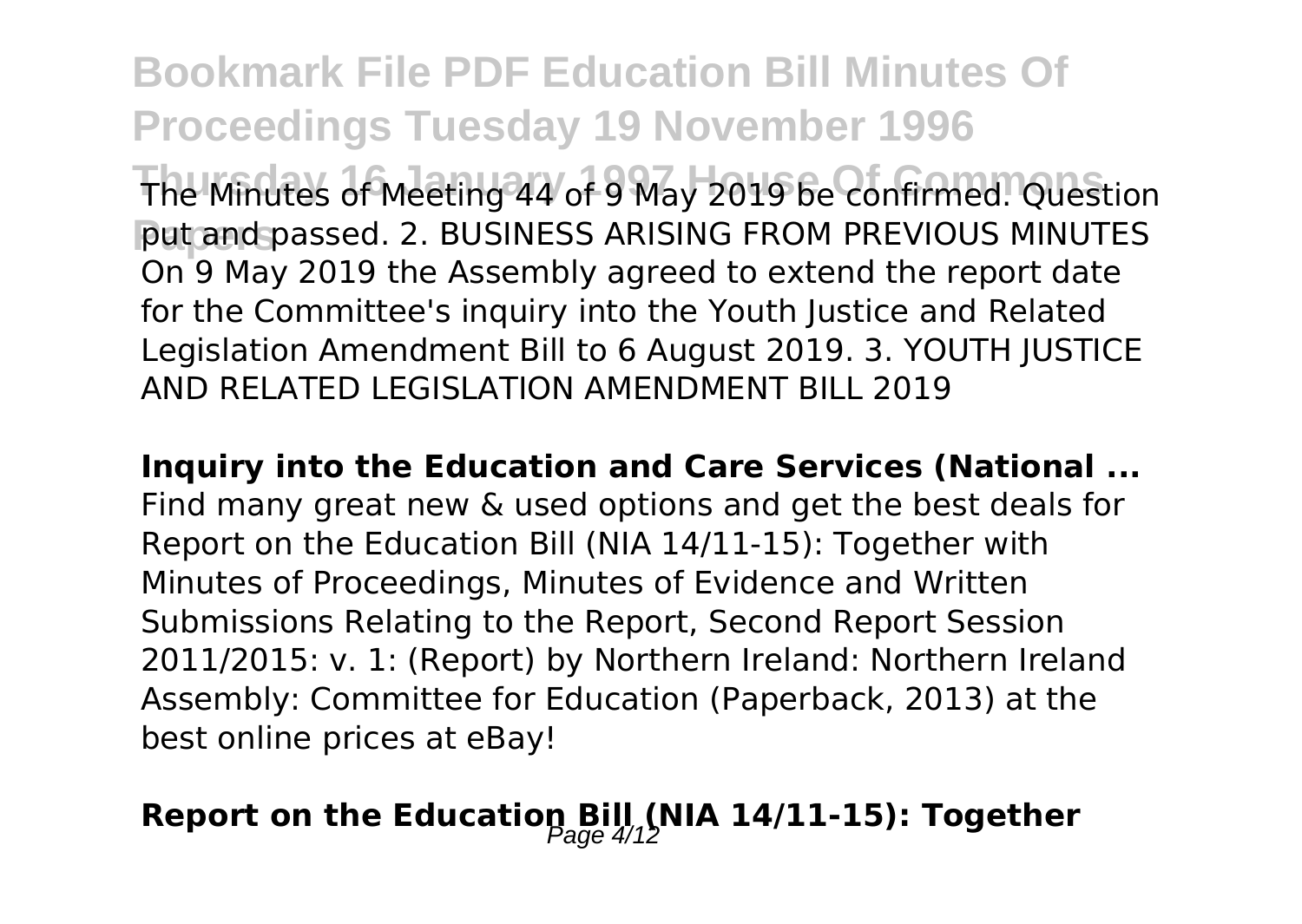The Minutes of Meeting 44 of 9 May 2019 be confirmed. Question put and passed. 2. BUSINESS ARISING FROM PREVIOUS MINUTES On 9 May 2019 the Assembly agreed to extend the report date for the Committee's inquiry into the Youth Justice and Related Legislation Amendment Bill to 6 August 2019. 3. YOUTH JUSTICE AND RELATED LEGISLATION AMENDMENT BILL 2019

**Inquiry into the Education and Care Services (National ...**

Find many great new & used options and get the best deals for Report on the Education Bill (NIA 14/11-15): Together with Minutes of Proceedings, Minutes of Evidence and Written Submissions Relating to the Report, Second Report Session 2011/2015: v. 1: (Report) by Northern Ireland: Northern Ireland Assembly: Committee for Education (Paperback, 2013) at the best online prices at eBay!

## Report on the Education Bill (NIA 14/11-15): Together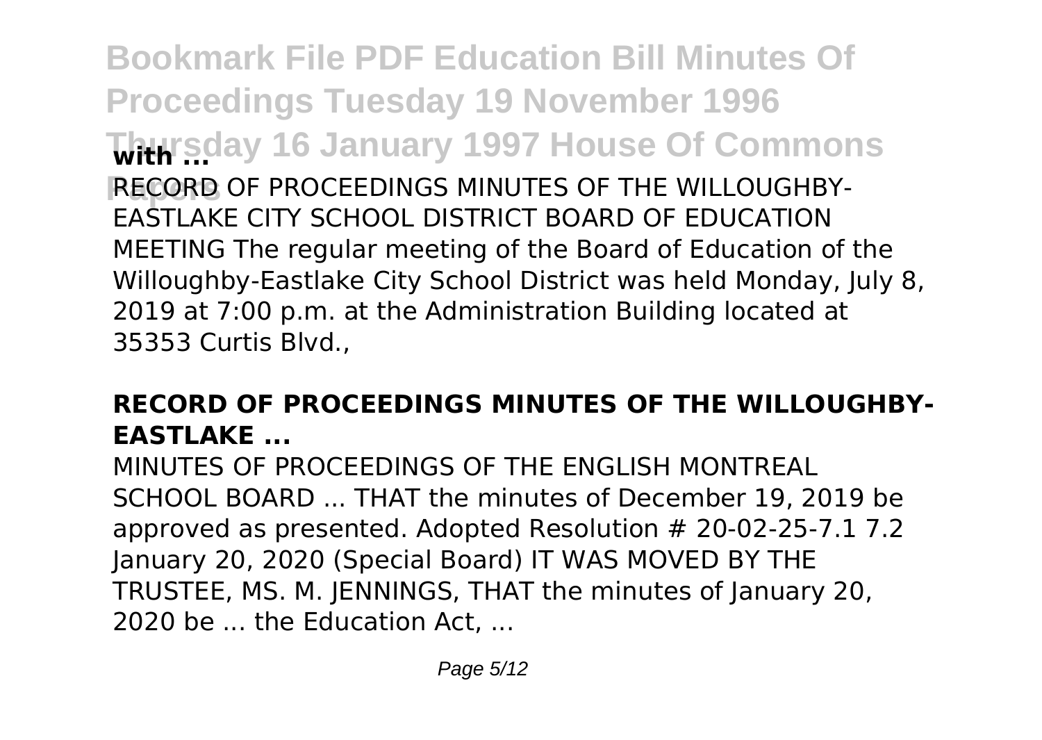**with ...**

RECORD OF PROCEEDINGS MINUTES OF THE WILLOUGHBY-EASTLAKE CITY SCHOOL DISTRICT BOARD OF EDUCATION MEETING The regular meeting of the Board of Education of the Willoughby-Eastlake City School District was held Monday, July 8, 2019 at 7:00 p.m. at the Administration Building located at 35353 Curtis Blvd.,

### RECORD OF PROCEEDINGS MINUTES OF THE WILLOUGHBY-EASTLAKE ...

MINUTES OF PROCEEDINGS OF THE ENGLISH MONTREAL SCHOOL BOARD ... THAT the minutes of December 19, 2019 be approved as presented. Adopted Resolution # 20-02-25-7.1 7.2 January 20, 2020 (Special Board) IT WAS MOVED BY THE TRUSTEE, MS. M. JENNINGS, THAT the minutes of January 20, 2020 be ... the Education Act, ...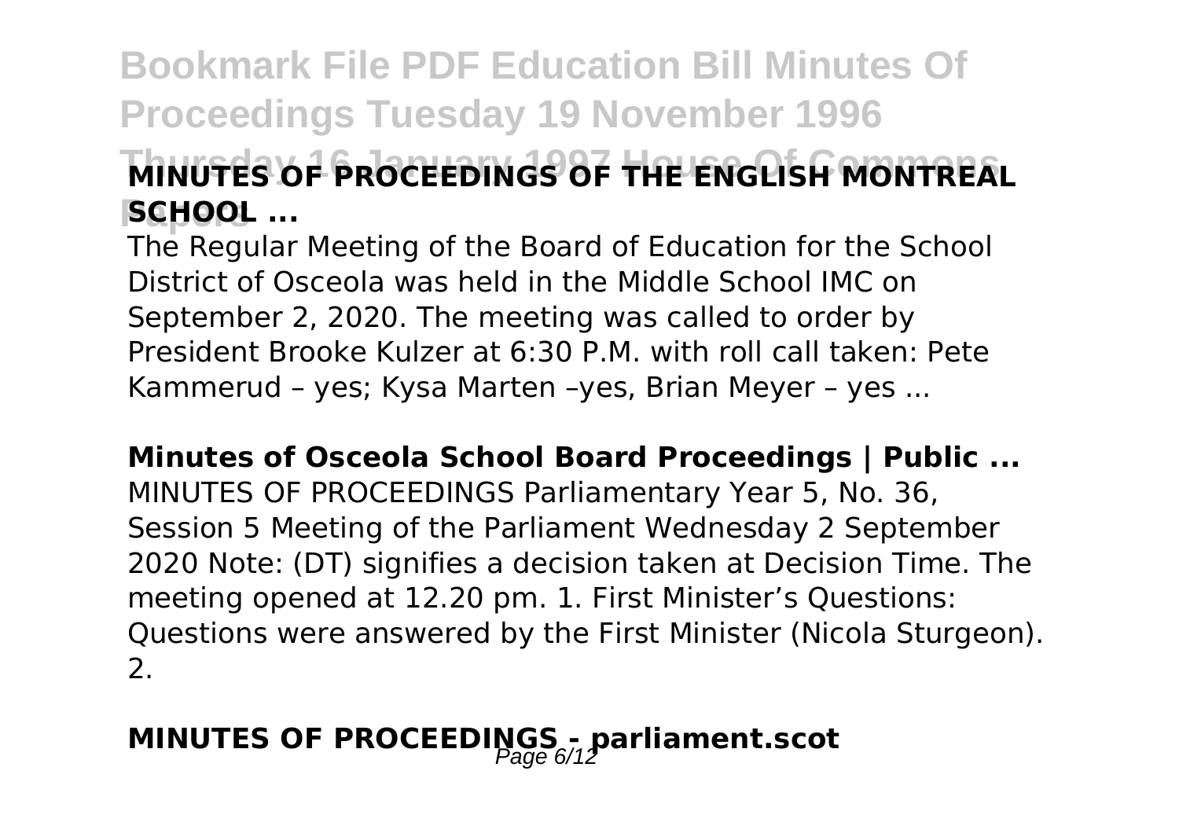**MINUTES OF PROCEEDINGS OF THE ENGLISH MONTREAL SCHOOL ...**

The Regular Meeting of the Board of Education for the School District of Osceola was held in the Middle School IMC on September 2, 2020. The meeting was called to order by President Brooke Kulzer at 6:30 P.M. with roll call taken: Pete Kammerud – yes; Kysa Marten –yes, Brian Meyer – yes ...

**Minutes of Osceola School Board Proceedings | Public ...**

MINUTES OF PROCEEDINGS Parliamentary Year 5, No. 36, Session 5 Meeting of the Parliament Wednesday 2 September 2020 Note: (DT) signifies a decision taken at Decision Time. The meeting opened at 12.20 pm. 1. First Minister's Questions: Questions were answered by the First Minister (Nicola Sturgeon). 2.

**MINUTES OF PROCEEDINGS - parliament.scot**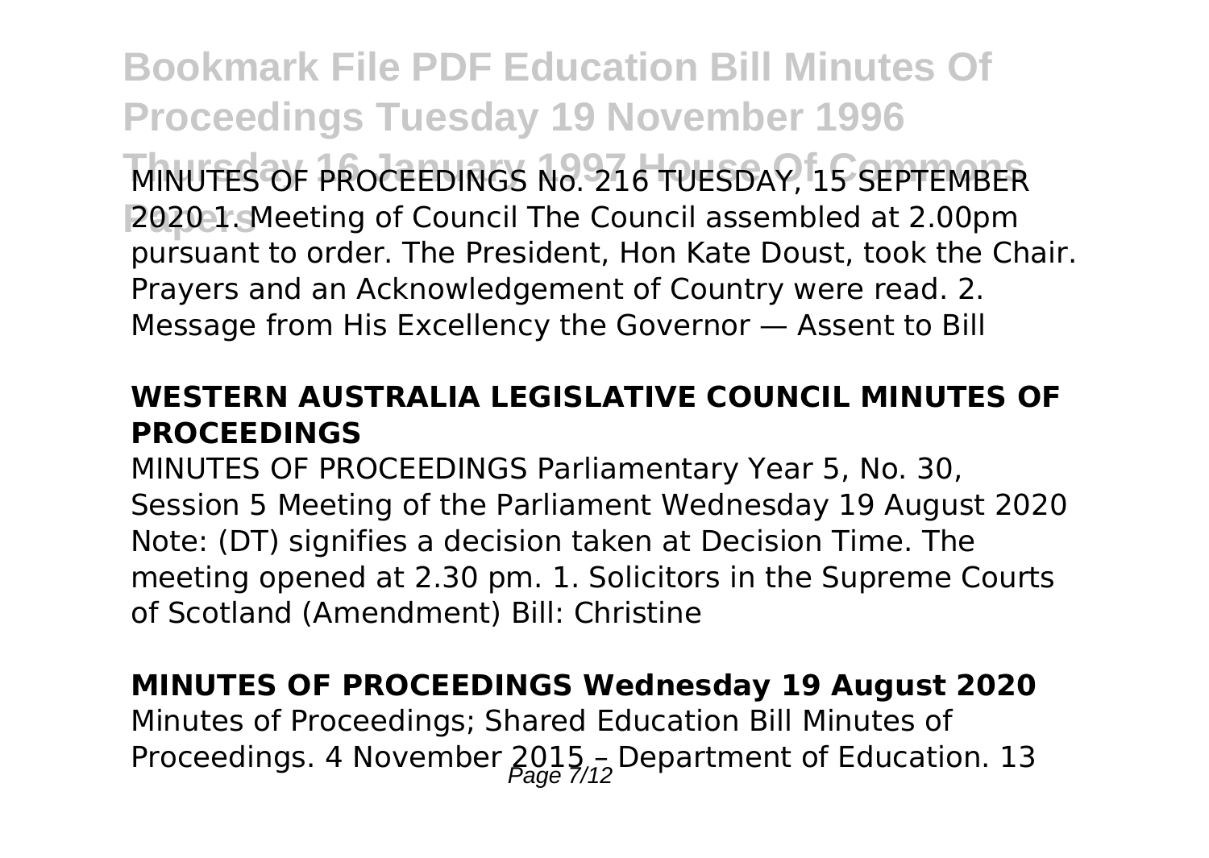MINUTES OF PROCEEDINGS No. 216 TUESDAY, 15 SEPTEMBER 2020 1. Meeting of Council The Council assembled at 2.00pm pursuant to order. The President, Hon Kate Doust, took the Chair. Prayers and an Acknowledgement of Country were read. 2. Message from His Excellency the Governor — Assent to Bill

### WESTERN AUSTRALIA LEGISLATIVE COUNCIL MINUTES OF PROCEEDINGS

MINUTES OF PROCEEDINGS Parliamentary Year 5, No. 30, Session 5 Meeting of the Parliament Wednesday 19 August 2020 Note: (DT) signifies a decision taken at Decision Time. The meeting opened at 2.30 pm. 1. Solicitors in the Supreme Courts of Scotland (Amendment) Bill: Christine

### MINUTES OF PROCEEDINGS Wednesday 19 August 2020

Minutes of Proceedings; Shared Education Bill Minutes of Proceedings. 4 November 2015 – Department of Education. 13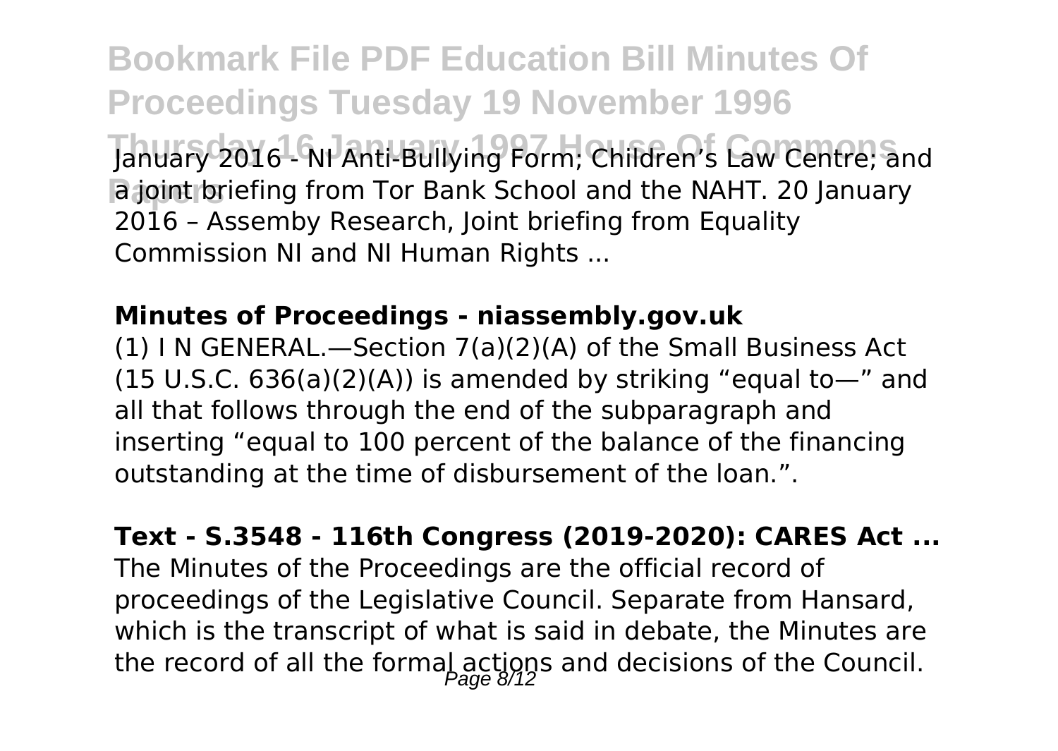January 2016 - NI Anti-Bullying Form; Children's Law Centre; and a joint briefing from Tor Bank School and the NAHT. 20 January 2016 – Assemby Research, Joint briefing from Equality Commission NI and NI Human Rights ...

### Minutes of Proceedings - niassembly.gov.uk

(1) I N GENERAL.—Section 7(a)(2)(A) of the Small Business Act (15 U.S.C. 636(a)(2)(A)) is amended by striking "equal to—" and all that follows through the end of the subparagraph and inserting "equal to 100 percent of the balance of the financing outstanding at the time of disbursement of the loan.".

### Text - S.3548 - 116th Congress (2019-2020): CARES Act ...

The Minutes of the Proceedings are the official record of proceedings of the Legislative Council. Separate from Hansard, which is the transcript of what is said in debate, the Minutes are the record of all the formal actions and decisions of the Council.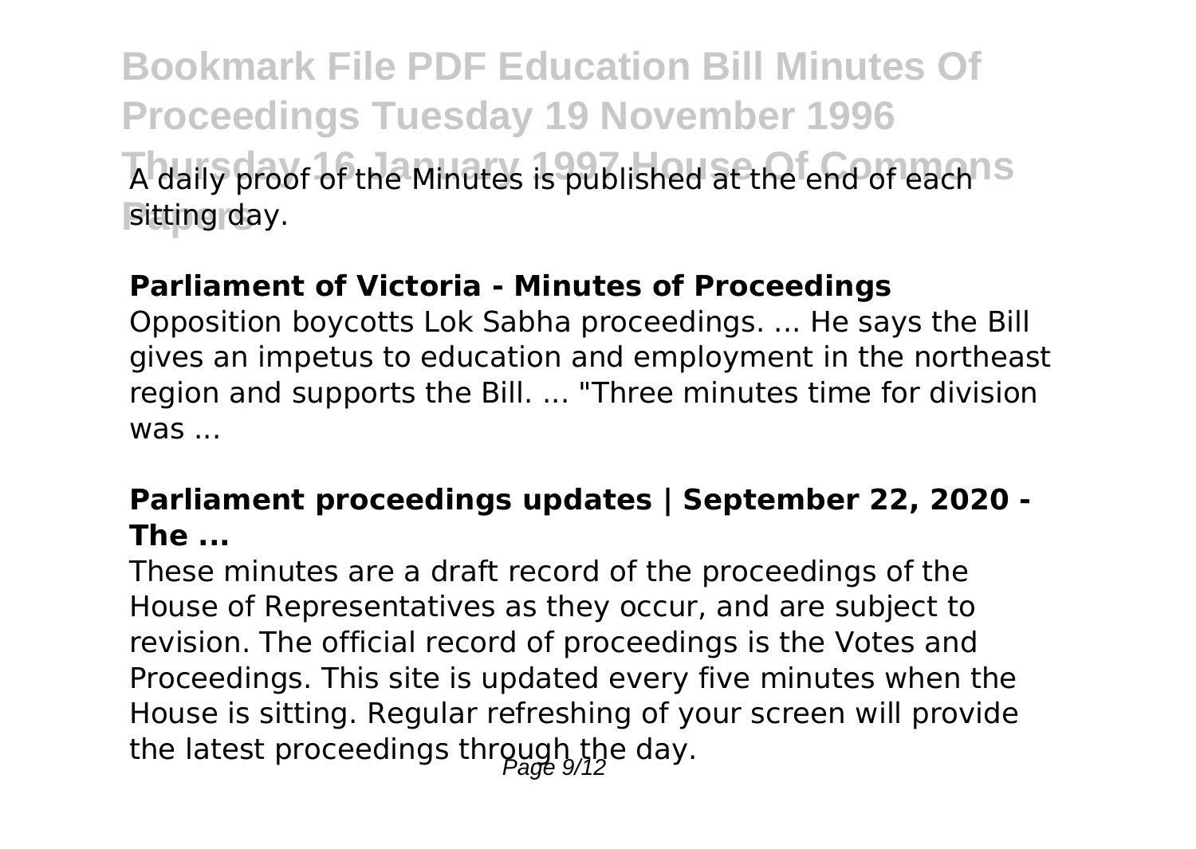A daily proof of the Minutes is published at the end of each sitting day.

### Parliament of Victoria - Minutes of Proceedings

Opposition boycotts Lok Sabha proceedings. ... He says the Bill gives an impetus to education and employment in the northeast region and supports the Bill. ... "Three minutes time for division was ...

### Parliament proceedings updates | September 22, 2020 - The ...

These minutes are a draft record of the proceedings of the House of Representatives as they occur, and are subject to revision. The official record of proceedings is the Votes and Proceedings. This site is updated every five minutes when the House is sitting. Regular refreshing of your screen will provide the latest proceedings through the day.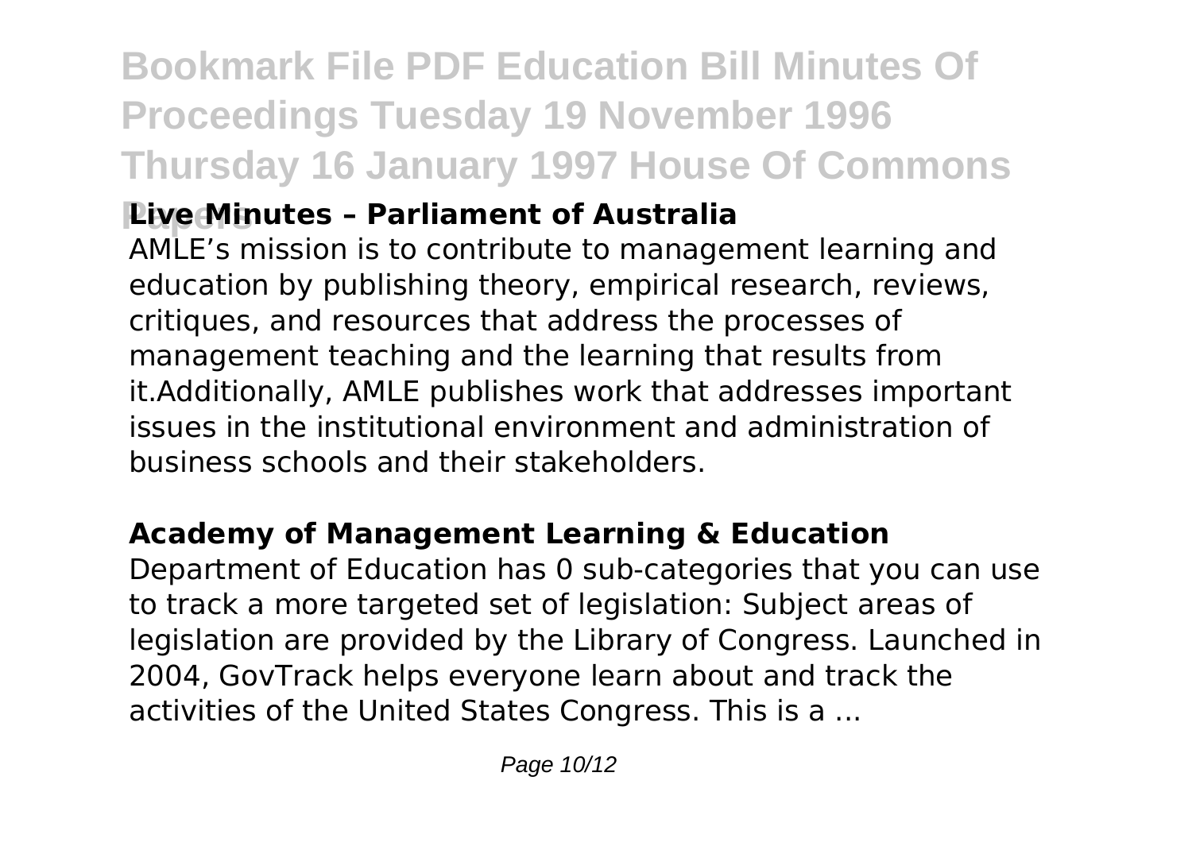## Live Minutes – Parliament of Australia

AMLE's mission is to contribute to management learning and education by publishing theory, empirical research, reviews, critiques, and resources that address the processes of management teaching and the learning that results from it.Additionally, AMLE publishes work that addresses important issues in the institutional environment and administration of business schools and their stakeholders.

## Academy of Management Learning & Education

Department of Education has 0 sub-categories that you can use to track a more targeted set of legislation: Subject areas of legislation are provided by the Library of Congress. Launched in 2004, GovTrack helps everyone learn about and track the activities of the United States Congress. This is a ...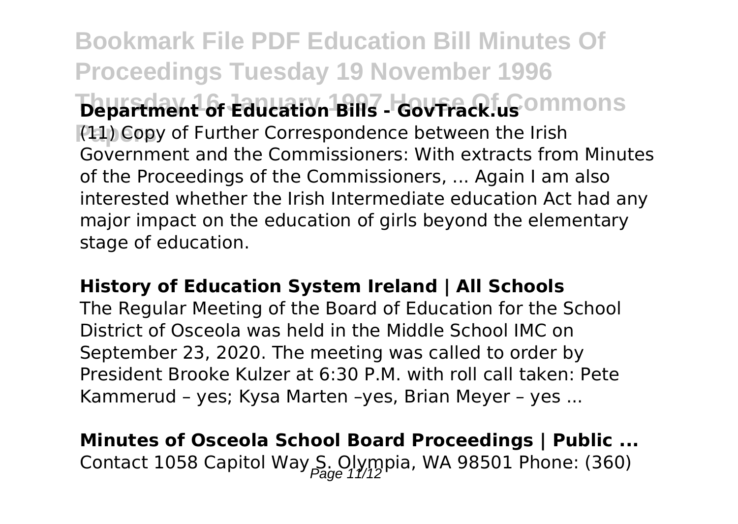**Department of Education Bills - GovTrack.us**

(11) Copy of Further Correspondence between the Irish Government and the Commissioners: With extracts from Minutes of the Proceedings of the Commissioners, ... Again I am also interested whether the Irish Intermediate education Act had any major impact on the education of girls beyond the elementary stage of education.

**History of Education System Ireland | All Schools**

The Regular Meeting of the Board of Education for the School District of Osceola was held in the Middle School IMC on September 23, 2020. The meeting was called to order by President Brooke Kulzer at 6:30 P.M. with roll call taken: Pete Kammerud – yes; Kysa Marten –yes, Brian Meyer – yes ...

**Minutes of Osceola School Board Proceedings | Public ...**

Contact 1058 Capitol Way S. Olympia, WA 98501 Phone: (360)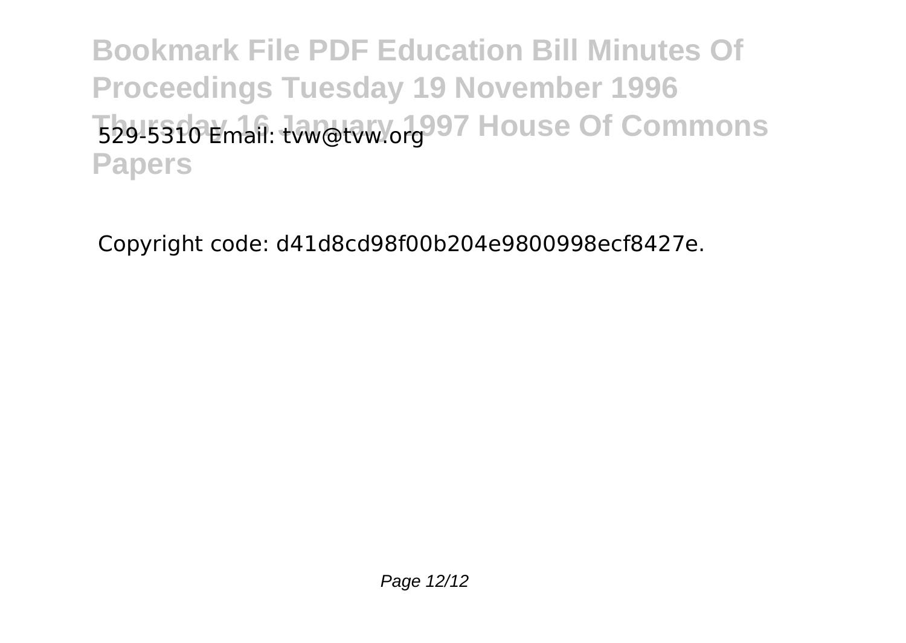529-5310 Email: tvw@tvw.org

Copyright code: d41d8cd98f00b204e9800998ecf8427e.